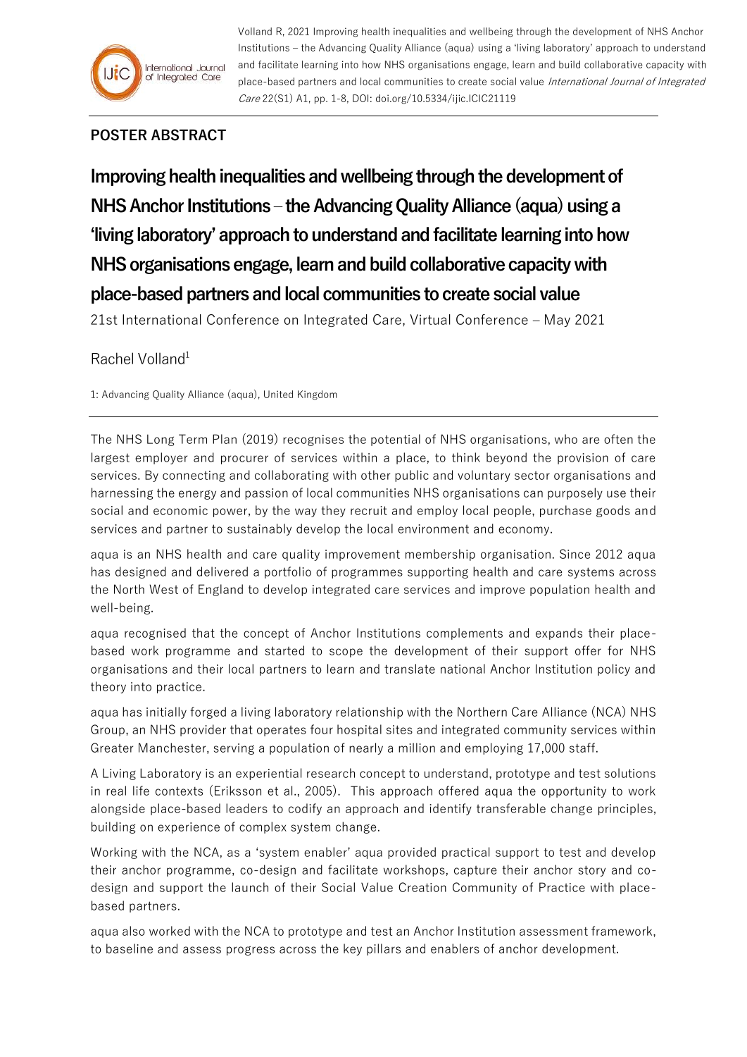**POSTER ABSTRACT**

# Improving health inequalities and wellbeing through the development of NHS Anchor Institutions – the Advancing Quality Alliance (aqua) using a 'living laboratory' approach to understand and facilitate learning into how NHS organisations engage, learn and build collaborative capacity with place-based partners and local communities to create social value

21st International Conference on Integrated Care, Virtual Conference – May 2021

Rachel Volland[1]

1: Advancing Quality Alliance (aqua), United Kingdom

The NHS Long Term Plan (2019) recognises the potential of NHS organisations, who are often the largest employer and procurer of services within a place, to think beyond the provision of care services. By connecting and collaborating with other public and voluntary sector organisations and harnessing the energy and passion of local communities NHS organisations can purposely use their social and economic power, by the way they recruit and employ local people, purchase goods and services and partner to sustainably develop the local environment and economy.

aqua is an NHS health and care quality improvement membership organisation. Since 2012 aqua has designed and delivered a portfolio of programmes supporting health and care systems across the North West of England to develop integrated care services and improve population health and well-being.

aqua recognised that the concept of Anchor Institutions complements and expands their place-based work programme and started to scope the development of their support offer for NHS organisations and their local partners to learn and translate national Anchor Institution policy and theory into practice.

aqua has initially forged a living laboratory relationship with the Northern Care Alliance (NCA) NHS Group, an NHS provider that operates four hospital sites and integrated community services within Greater Manchester, serving a population of nearly a million and employing 17,000 staff.

A Living Laboratory is an experiential research concept to understand, prototype and test solutions in real life contexts (Eriksson et al., 2005). This approach offered aqua the opportunity to work alongside place-based leaders to codify an approach and identify transferable change principles, building on experience of complex system change.

Working with the NCA, as a 'system enabler' aqua provided practical support to test and develop their anchor programme, co-design and facilitate workshops, capture their anchor story and co-design and support the launch of their Social Value Creation Community of Practice with place-based partners.

aqua also worked with the NCA to prototype and test an Anchor Institution assessment framework, to baseline and assess progress across the key pillars and enablers of anchor development.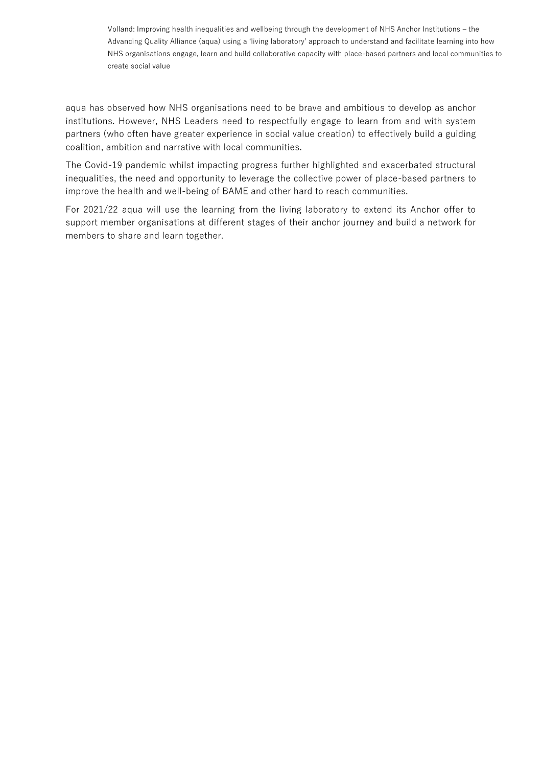aqua has observed how NHS organisations need to be brave and ambitious to develop as anchor institutions. However, NHS Leaders need to respectfully engage to learn from and with system partners (who often have greater experience in social value creation) to effectively build a guiding coalition, ambition and narrative with local communities.

The Covid-19 pandemic whilst impacting progress further highlighted and exacerbated structural inequalities, the need and opportunity to leverage the collective power of place-based partners to improve the health and well-being of BAME and other hard to reach communities.

For 2021/22 aqua will use the learning from the living laboratory to extend its Anchor offer to support member organisations at different stages of their anchor journey and build a network for members to share and learn together.